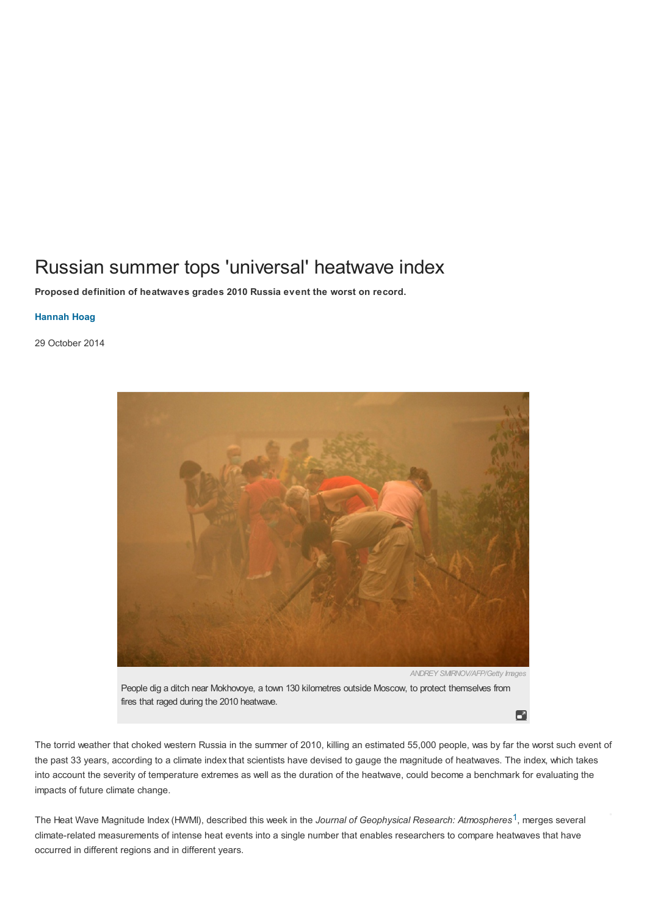# Russian summer tops 'universal' heatwave index

**Proposed definition of heatwaves grades 2010 Russia event the worst on record.**

**Hannah Hoag**

29 October 2014

ANDREY SMIRNOV/AFP/Getty Images

People dig a ditch near Mokhovoye, a town 130 kilometres outside Moscow, to protect themselves from fires that raged during the 2010 heatwave.

The torrid weather that choked western Russia in the summer of 2010, killing an estimated 55,000 people, was by far the worst such event of the past 33 years, according to a climate index that scientists have devised to gauge the magnitude of heatwaves. The index, which takes into account the severity of temperature extremes as well as the duration of the heatwave, could become a benchmark for evaluating the impacts of future climate change.

The Heat Wave Magnitude Index (HWMI), described this week in the *Journal of Geophysical Research: Atmospheres*[1], merges several climate-related measurements of intense heat events into a single number that enables researchers to compare heatwaves that have occurred in different regions and in different years.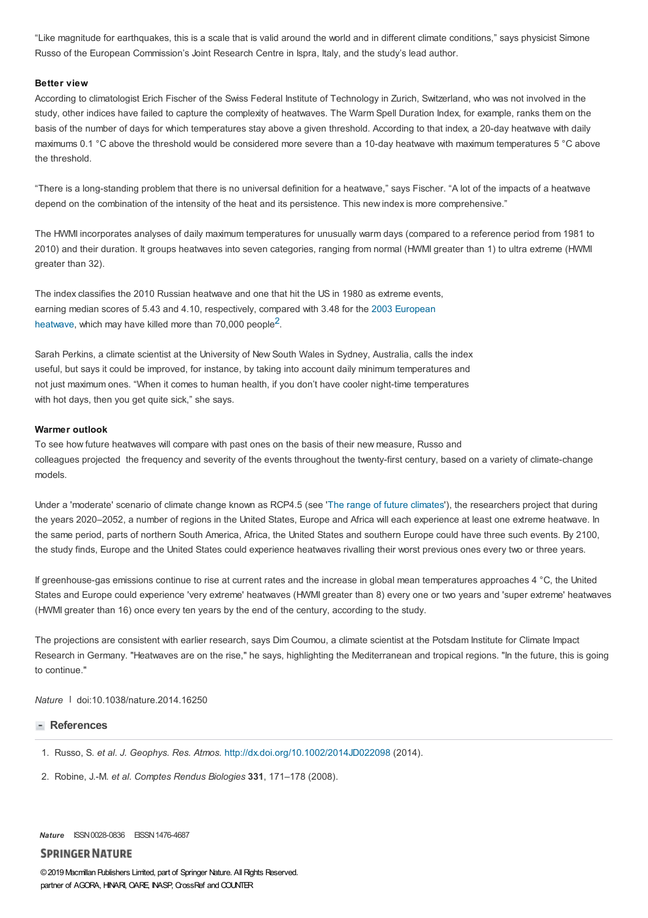“Like magnitude for earthquakes, this is a scale that is valid around the world and in different climate conditions,” says physicist Simone Russo of the European Commission’s Joint Research Centre in Ispra, Italy, and the study’s lead author.

**Better view**

According to climatologist Erich Fischer of the Swiss Federal Institute of Technology in Zurich, Switzerland, who was not involved in the study, other indices have failed to capture the complexity of heatwaves. The Warm Spell Duration Index, for example, ranks them on the basis of the number of days for which temperatures stay above a given threshold. According to that index, a 20-day heatwave with daily maximums 0.1 °C above the threshold would be considered more severe than a 10-day heatwave with maximum temperatures 5 °C above the threshold.

“There is a long-standing problem that there is no universal definition for a heatwave,” says Fischer. “A lot of the impacts of a heatwave depend on the combination of the intensity of the heat and its persistence. This new index is more comprehensive.”

The HWMI incorporates analyses of daily maximum temperatures for unusually warm days (compared to a reference period from 1981 to 2010) and their duration. It groups heatwaves into seven categories, ranging from normal (HWMI greater than 1) to ultra extreme (HWMI greater than 32).

The index classifies the 2010 Russian heatwave and one that hit the US in 1980 as extreme events, earning median scores of 5.43 and 4.10, respectively, compared with 3.48 for the 2003 European heatwave, which may have killed more than 70,000 people[2].

Sarah Perkins, a climate scientist at the University of New South Wales in Sydney, Australia, calls the index useful, but says it could be improved, for instance, by taking into account daily minimum temperatures and not just maximum ones. “When it comes to human health, if you don’t have cooler night-time temperatures with hot days, then you get quite sick,” she says.

**Warmer outlook**

To see how future heatwaves will compare with past ones on the basis of their new measure, Russo and colleagues projected the frequency and severity of the events throughout the twenty-first century, based on a variety of climate-change models.

Under a 'moderate' scenario of climate change known as RCP4.5 (see 'The range of future climates'), the researchers project that during the years 2020–2052, a number of regions in the United States, Europe and Africa will each experience at least one extreme heatwave. In the same period, parts of northern South America, Africa, the United States and southern Europe could have three such events. By 2100, the study finds, Europe and the United States could experience heatwaves rivalling their worst previous ones every two or three years.

If greenhouse-gas emissions continue to rise at current rates and the increase in global mean temperatures approaches 4 °C, the United States and Europe could experience 'very extreme' heatwaves (HWMI greater than 8) every one or two years and 'super extreme' heatwaves (HWMI greater than 16) once every ten years by the end of the century, according to the study.

The projections are consistent with earlier research, says Dim Coumou, a climate scientist at the Potsdam Institute for Climate Impact Research in Germany. "Heatwaves are on the rise," he says, highlighting the Mediterranean and tropical regions. "In the future, this is going to continue."

*Nature* | doi:10.1038/nature.2014.16250

## References

1. Russo, S. *et al. J. Geophys. Res. Atmos.* http://dx.doi.org/10.1002/2014JD022098 (2014).
2. Robine, J.-M. *et al. Comptes Rendus Biologies* **331**, 171–178 (2008).

*Nature* ISSN 0028-0836 EISSN 1476-4687

SPRINGER NATURE

© 2019 Macmillan Publishers Limited, part of Springer Nature. All Rights Reserved.
partner of AGORA, HINARI, OARE, INASP, CrossRef and COUNTER